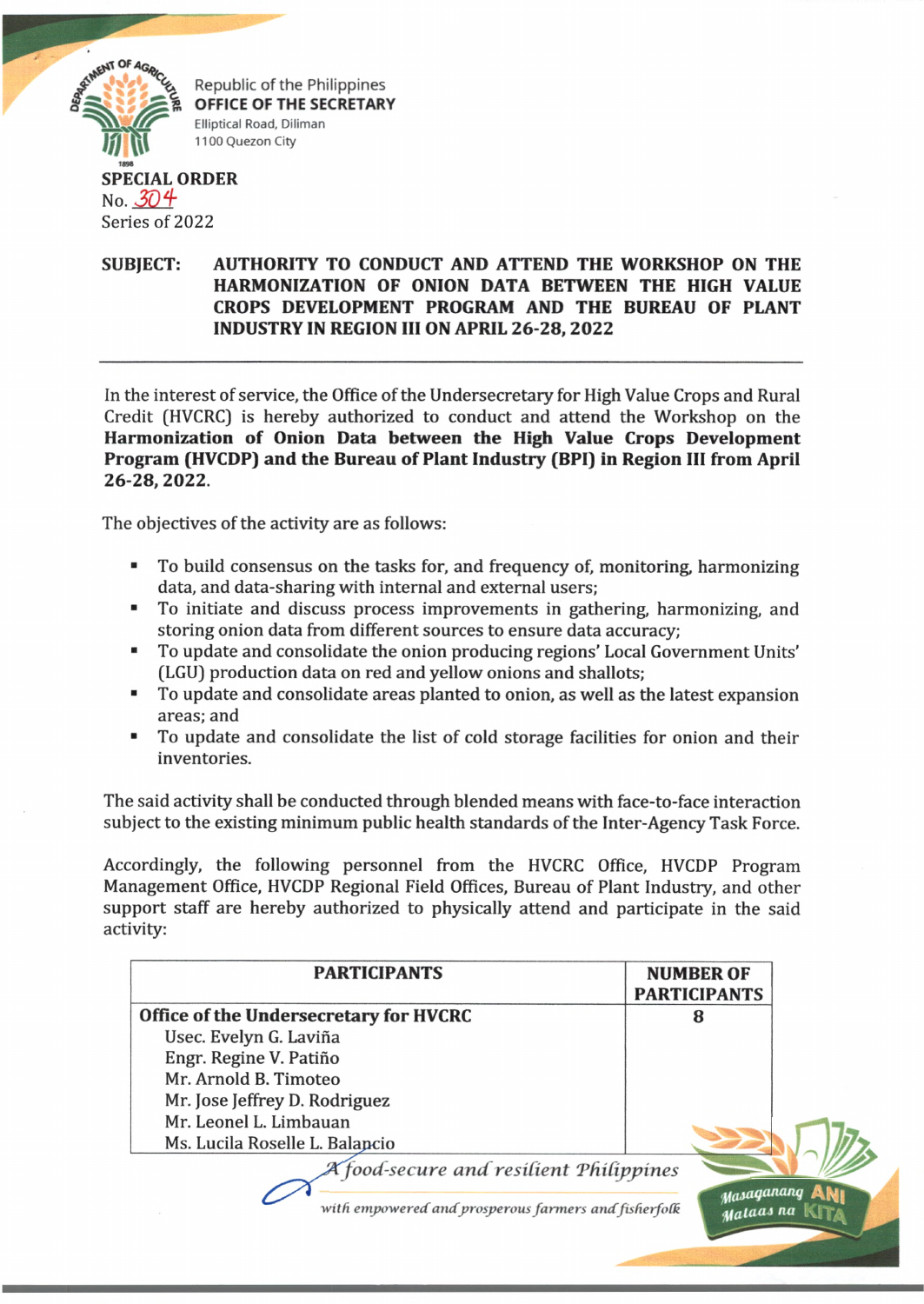Republic of the Philippines
**OFFICE OF THE SECRETARY**
Elliptical Road, Diliman
1100 Quezon City

**SPECIAL ORDER**
No. 304
Series of 2022

**SUBJECT: AUTHORITY TO CONDUCT AND ATTEND THE WORKSHOP ON THE HARMONIZATION OF ONION DATA BETWEEN THE HIGH VALUE CROPS DEVELOPMENT PROGRAM AND THE BUREAU OF PLANT INDUSTRY IN REGION III ON APRIL 26-28, 2022**

---

In the interest of service, the Office of the Undersecretary for High Value Crops and Rural Credit (HVCRC) is hereby authorized to conduct and attend the Workshop on the **Harmonization of Onion Data between the High Value Crops Development Program (HVCDP) and the Bureau of Plant Industry (BPI) in Region III from April 26-28, 2022**.

The objectives of the activity are as follows:

- To build consensus on the tasks for, and frequency of, monitoring, harmonizing data, and data-sharing with internal and external users;
- To initiate and discuss process improvements in gathering, harmonizing, and storing onion data from different sources to ensure data accuracy;
- To update and consolidate the onion producing regions' Local Government Units' (LGU) production data on red and yellow onions and shallots;
- To update and consolidate areas planted to onion, as well as the latest expansion areas; and
- To update and consolidate the list of cold storage facilities for onion and their inventories.

The said activity shall be conducted through blended means with face-to-face interaction subject to the existing minimum public health standards of the Inter-Agency Task Force.

Accordingly, the following personnel from the HVCRC Office, HVCDP Program Management Office, HVCDP Regional Field Offices, Bureau of Plant Industry, and other support staff are hereby authorized to physically attend and participate in the said activity:

| PARTICIPANTS | NUMBER OF PARTICIPANTS |
|---|---|
| **Office of the Undersecretary for HVCRC**<br>Usec. Evelyn G. Laviña<br>Engr. Regine V. Patiño<br>Mr. Arnold B. Timoteo<br>Mr. Jose Jeffrey D. Rodriguez<br>Mr. Leonel L. Limbauan<br>Ms. Lucila Roselle L. Balancio | **8** |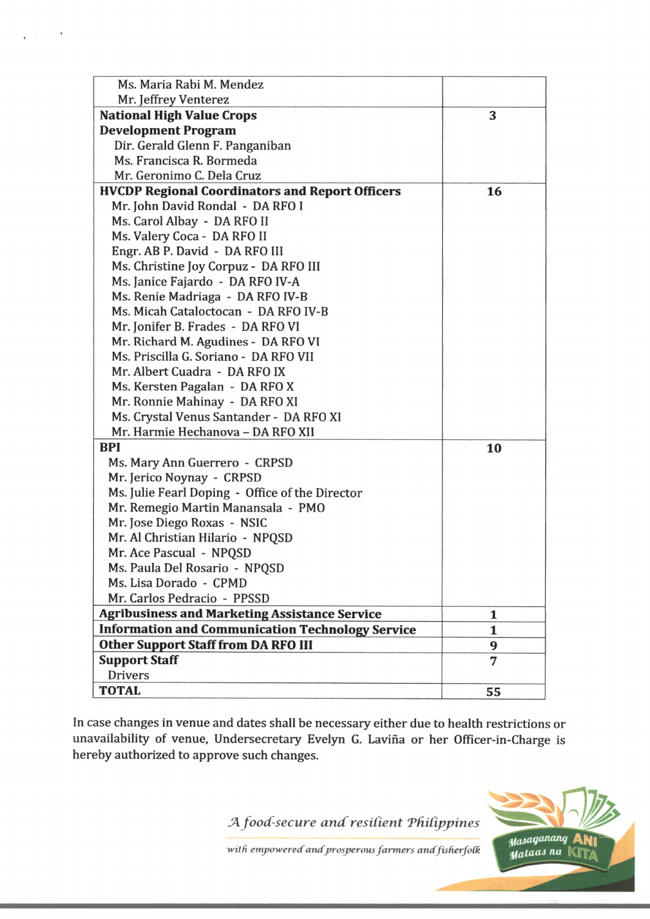| | |
|---|---|
| Ms. Maria Rabi M. Mendez<br>Mr. Jeffrey Venterez | |
| **National High Value Crops Development Program**<br>Dir. Gerald Glenn F. Panganiban<br>Ms. Francisca R. Bormeda<br>Mr. Geronimo C. Dela Cruz | 3 |
| **HVCDP Regional Coordinators and Report Officers**<br>Mr. John David Rondal - DA RFO I<br>Ms. Carol Albay - DA RFO II<br>Ms. Valery Coca - DA RFO II<br>Engr. AB P. David - DA RFO III<br>Ms. Christine Joy Corpuz - DA RFO III<br>Ms. Janice Fajardo - DA RFO IV-A<br>Ms. Renie Madriaga - DA RFO IV-B<br>Ms. Micah Cataloctocan - DA RFO IV-B<br>Mr. Jonifer B. Frades - DA RFO VI<br>Mr. Richard M. Agudines - DA RFO VI<br>Ms. Priscilla G. Soriano - DA RFO VII<br>Mr. Albert Cuadra - DA RFO IX<br>Ms. Kersten Pagalan - DA RFO X<br>Mr. Ronnie Mahinay - DA RFO XI<br>Ms. Crystal Venus Santander - DA RFO XI<br>Mr. Harmie Hechanova – DA RFO XII | 16 |
| **BPI**<br>Ms. Mary Ann Guerrero - CRPSD<br>Mr. Jerico Noynay - CRPSD<br>Ms. Julie Fearl Doping - Office of the Director<br>Mr. Remegio Martin Manansala - PMO<br>Mr. Jose Diego Roxas - NSIC<br>Mr. Al Christian Hilario - NPQSD<br>Mr. Ace Pascual - NPQSD<br>Ms. Paula Del Rosario - NPQSD<br>Ms. Lisa Dorado - CPMD<br>Mr. Carlos Pedracio - PPSSD | 10 |
| **Agribusiness and Marketing Assistance Service** | 1 |
| **Information and Communication Technology Service** | 1 |
| **Other Support Staff from DA RFO III** | 9 |
| **Support Staff**<br>Drivers | 7 |
| **TOTAL** | 55 |

In case changes in venue and dates shall be necessary either due to health restrictions or unavailability of venue, Undersecretary Evelyn G. Laviña or her Officer-in-Charge is hereby authorized to approve such changes.

*A food-secure and resilient Philippines with empowered and prosperous farmers and fisherfolk*

Masaganang ANI Mataas na KITA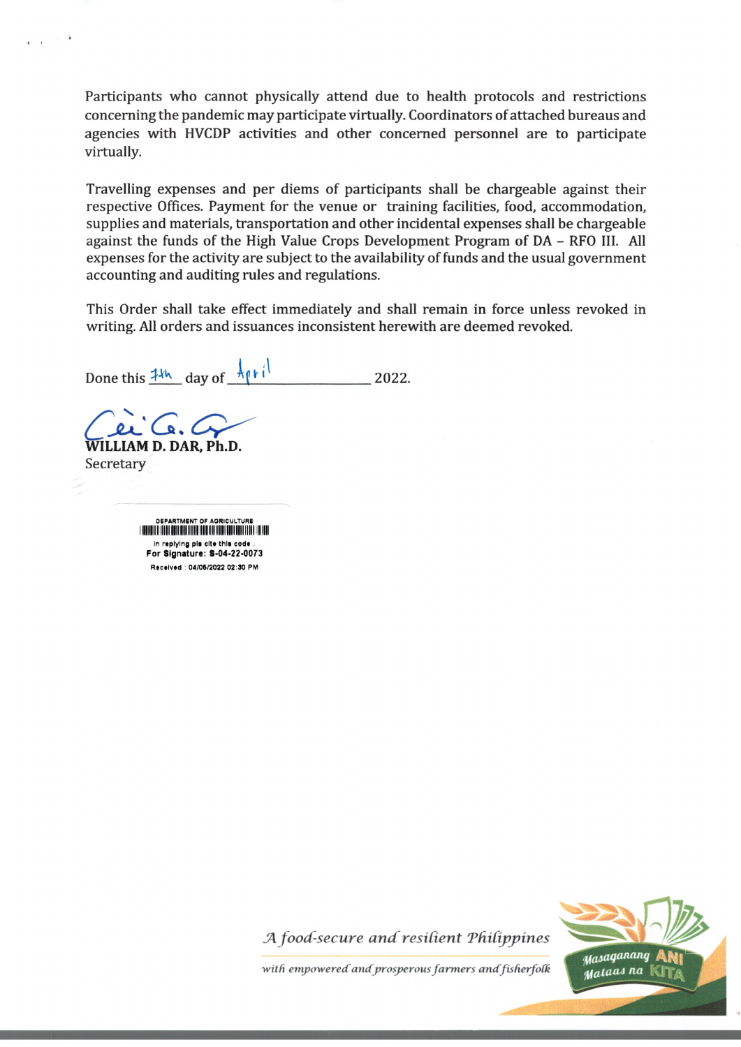Participants who cannot physically attend due to health protocols and restrictions concerning the pandemic may participate virtually. Coordinators of attached bureaus and agencies with HVCDP activities and other concerned personnel are to participate virtually.

Travelling expenses and per diems of participants shall be chargeable against their respective Offices. Payment for the venue or training facilities, food, accommodation, supplies and materials, transportation and other incidental expenses shall be chargeable against the funds of the High Value Crops Development Program of DA – RFO III. All expenses for the activity are subject to the availability of funds and the usual government accounting and auditing rules and regulations.

This Order shall take effect immediately and shall remain in force unless revoked in writing. All orders and issuances inconsistent herewith are deemed revoked.

Done this 7th day of April 2022.

**WILLIAM D. DAR, Ph.D.**
Secretary

DEPARTMENT OF AGRICULTURE
In replying pls cite this code :
**For Signature: S-04-22-0073**
Received : 04/06/2022 02:30 PM

*A food-secure and resilient Philippines*
*with empowered and prosperous farmers and fisherfolk*

Masaganang ANI Mataas na KITA